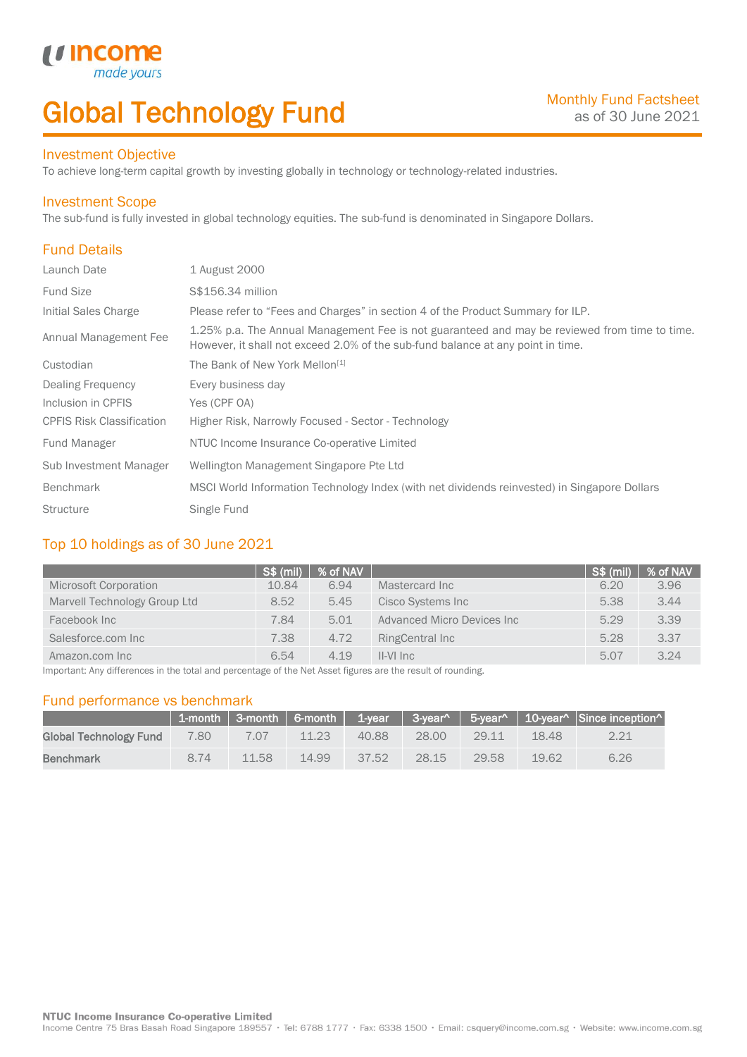# Global Technology Fund

Monthly Fund Factsheet
as of 30 June 2021

## Investment Objective

To achieve long-term capital growth by investing globally in technology or technology-related industries.

## Investment Scope

The sub-fund is fully invested in global technology equities. The sub-fund is denominated in Singapore Dollars.

## Fund Details

| | |
|---|---|
| Launch Date | 1 August 2000 |
| Fund Size | S$156.34 million |
| Initial Sales Charge | Please refer to "Fees and Charges" in section 4 of the Product Summary for ILP. |
| Annual Management Fee | 1.25% p.a. The Annual Management Fee is not guaranteed and may be reviewed from time to time. However, it shall not exceed 2.0% of the sub-fund balance at any point in time. |
| Custodian | The Bank of New York Mellon[1] |
| Dealing Frequency | Every business day |
| Inclusion in CPFIS | Yes (CPF OA) |
| CPFIS Risk Classification | Higher Risk, Narrowly Focused - Sector - Technology |
| Fund Manager | NTUC Income Insurance Co-operative Limited |
| Sub Investment Manager | Wellington Management Singapore Pte Ltd |
| Benchmark | MSCI World Information Technology Index (with net dividends reinvested) in Singapore Dollars |
| Structure | Single Fund |

## Top 10 holdings as of 30 June 2021

| | S$ (mil) | % of NAV | | S$ (mil) | % of NAV |
|---|---|---|---|---|---|
| Microsoft Corporation | 10.84 | 6.94 | Mastercard Inc | 6.20 | 3.96 |
| Marvell Technology Group Ltd | 8.52 | 5.45 | Cisco Systems Inc | 5.38 | 3.44 |
| Facebook Inc | 7.84 | 5.01 | Advanced Micro Devices Inc | 5.29 | 3.39 |
| Salesforce.com Inc | 7.38 | 4.72 | RingCentral Inc | 5.28 | 3.37 |
| Amazon.com Inc | 6.54 | 4.19 | II-VI Inc | 5.07 | 3.24 |

Important: Any differences in the total and percentage of the Net Asset figures are the result of rounding.

## Fund performance vs benchmark

| | 1-month | 3-month | 6-month | 1-year | 3-year^ | 5-year^ | 10-year^ | Since inception^ |
|---|---|---|---|---|---|---|---|---|
| **Global Technology Fund** | 7.80 | 7.07 | 11.23 | 40.88 | 28.00 | 29.11 | 18.48 | 2.21 |
| **Benchmark** | 8.74 | 11.58 | 14.99 | 37.52 | 28.15 | 29.58 | 19.62 | 6.26 |

**NTUC Income Insurance Co-operative Limited**
Income Centre 75 Bras Basah Road Singapore 189557 • Tel: 6788 1777 • Fax: 6338 1500 • Email: csquery@income.com.sg • Website: www.income.com.sg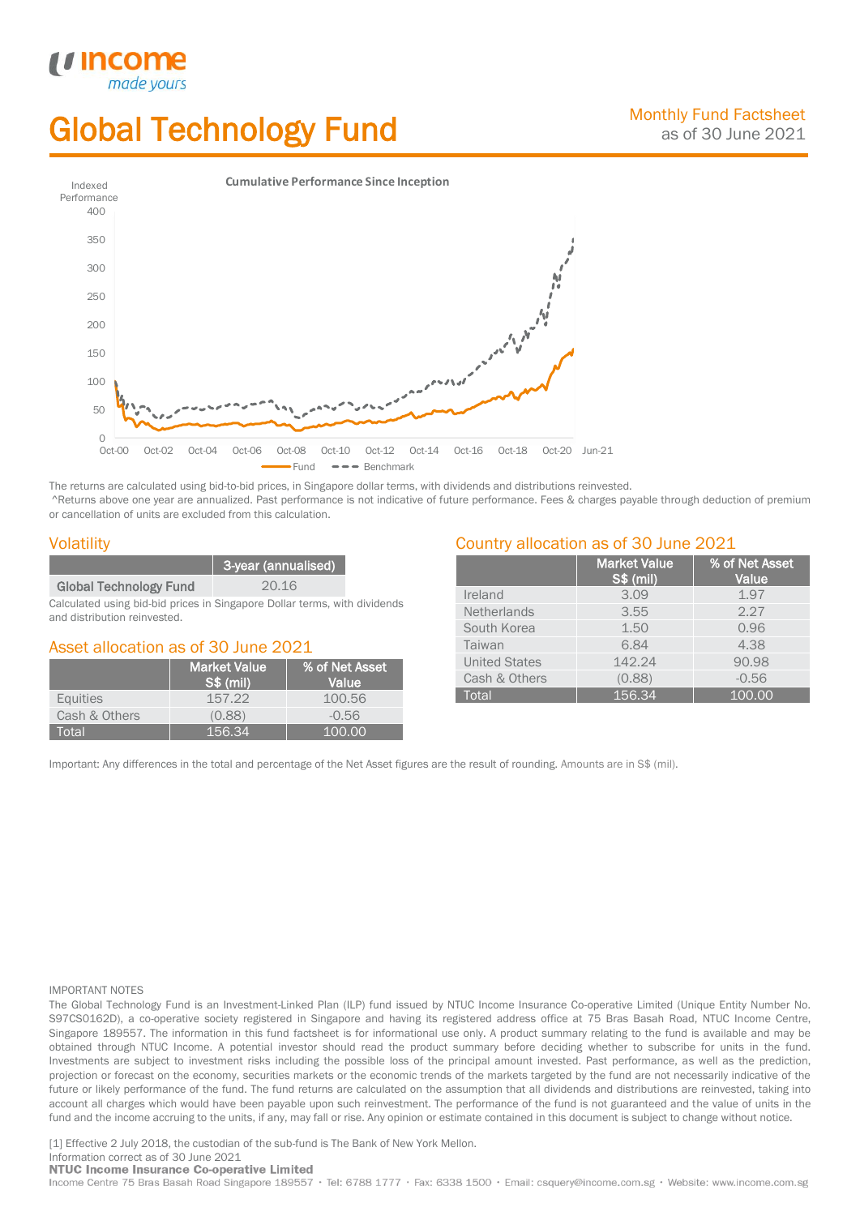# Global Technology Fund

Monthly Fund Factsheet
as of 30 June 2021

Cumulative Performance Since Inception

Indexed Performance

400
350
300
250
200
150
100
50
0

Oct-00 Oct-02 Oct-04 Oct-06 Oct-08 Oct-10 Oct-12 Oct-14 Oct-16 Oct-18 Oct-20 Jun-21

Fund Benchmark

The returns are calculated using bid-to-bid prices, in Singapore dollar terms, with dividends and distributions reinvested.
^Returns above one year are annualized. Past performance is not indicative of future performance. Fees & charges payable through deduction of premium or cancellation of units are excluded from this calculation.

## Volatility

| | 3-year (annualised) |
|---|---|
| Global Technology Fund | 20.16 |

Calculated using bid-bid prices in Singapore Dollar terms, with dividends and distribution reinvested.

## Asset allocation as of 30 June 2021

| | Market Value S$ (mil) | % of Net Asset Value |
|---|---|---|
| Equities | 157.22 | 100.56 |
| Cash & Others | (0.88) | -0.56 |
| Total | 156.34 | 100.00 |

## Country allocation as of 30 June 2021

| | Market Value S$ (mil) | % of Net Asset Value |
|---|---|---|
| Ireland | 3.09 | 1.97 |
| Netherlands | 3.55 | 2.27 |
| South Korea | 1.50 | 0.96 |
| Taiwan | 6.84 | 4.38 |
| United States | 142.24 | 90.98 |
| Cash & Others | (0.88) | -0.56 |
| Total | 156.34 | 100.00 |

Important: Any differences in the total and percentage of the Net Asset figures are the result of rounding. Amounts are in S$ (mil).

IMPORTANT NOTES

The Global Technology Fund is an Investment-Linked Plan (ILP) fund issued by NTUC Income Insurance Co-operative Limited (Unique Entity Number No. S97CS0162D), a co-operative society registered in Singapore and having its registered address office at 75 Bras Basah Road, NTUC Income Centre, Singapore 189557. The information in this fund factsheet is for informational use only. A product summary relating to the fund is available and may be obtained through NTUC Income. A potential investor should read the product summary before deciding whether to subscribe for units in the fund. Investments are subject to investment risks including the possible loss of the principal amount invested. Past performance, as well as the prediction, projection or forecast on the economy, securities markets or the economic trends of the markets targeted by the fund are not necessarily indicative of the future or likely performance of the fund. The fund returns are calculated on the assumption that all dividends and distributions are reinvested, taking into account all charges which would have been payable upon such reinvestment. The performance of the fund is not guaranteed and the value of units in the fund and the income accruing to the units, if any, may fall or rise. Any opinion or estimate contained in this document is subject to change without notice.

[1] Effective 2 July 2018, the custodian of the sub-fund is The Bank of New York Mellon.
Information correct as of 30 June 2021

**NTUC Income Insurance Co-operative Limited**
Income Centre 75 Bras Basah Road Singapore 189557 · Tel: 6788 1777 · Fax: 6338 1500 · Email: csquery@income.com.sg · Website: www.income.com.sg